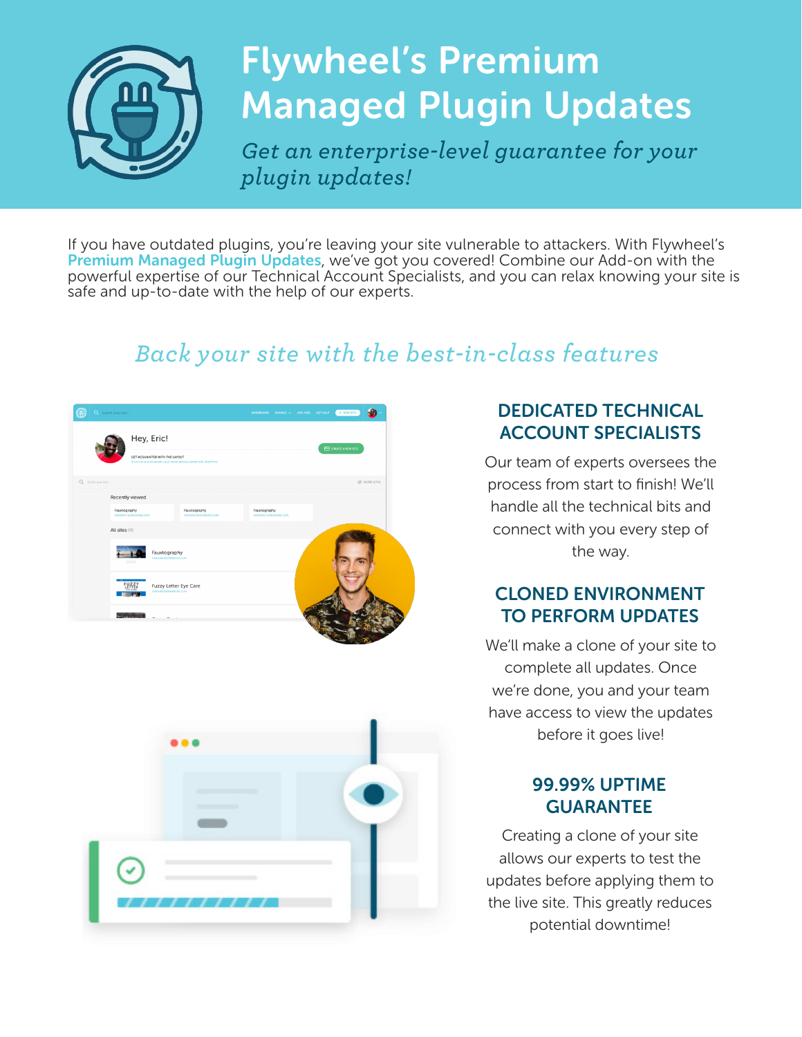# Flywheel's Premium Managed Plugin Updates

*Get an enterprise-level guarantee for your plugin updates!*

If you have outdated plugins, you're leaving your site vulnerable to attackers. With Flywheel's **Premium Managed Plugin Updates**, we've got you covered! Combine our Add-on with the powerful expertise of our Technical Account Specialists, and you can relax knowing your site is safe and up-to-date with the help of our experts.

## *Back your site with the best-in-class features*

### DEDICATED TECHNICAL ACCOUNT SPECIALISTS

Our team of experts oversees the process from start to finish! We'll handle all the technical bits and connect with you every step of the way.

### CLONED ENVIRONMENT TO PERFORM UPDATES

We'll make a clone of your site to complete all updates. Once we're done, you and your team have access to view the updates before it goes live!

### 99.99% UPTIME GUARANTEE

Creating a clone of your site allows our experts to test the updates before applying them to the live site. This greatly reduces potential downtime!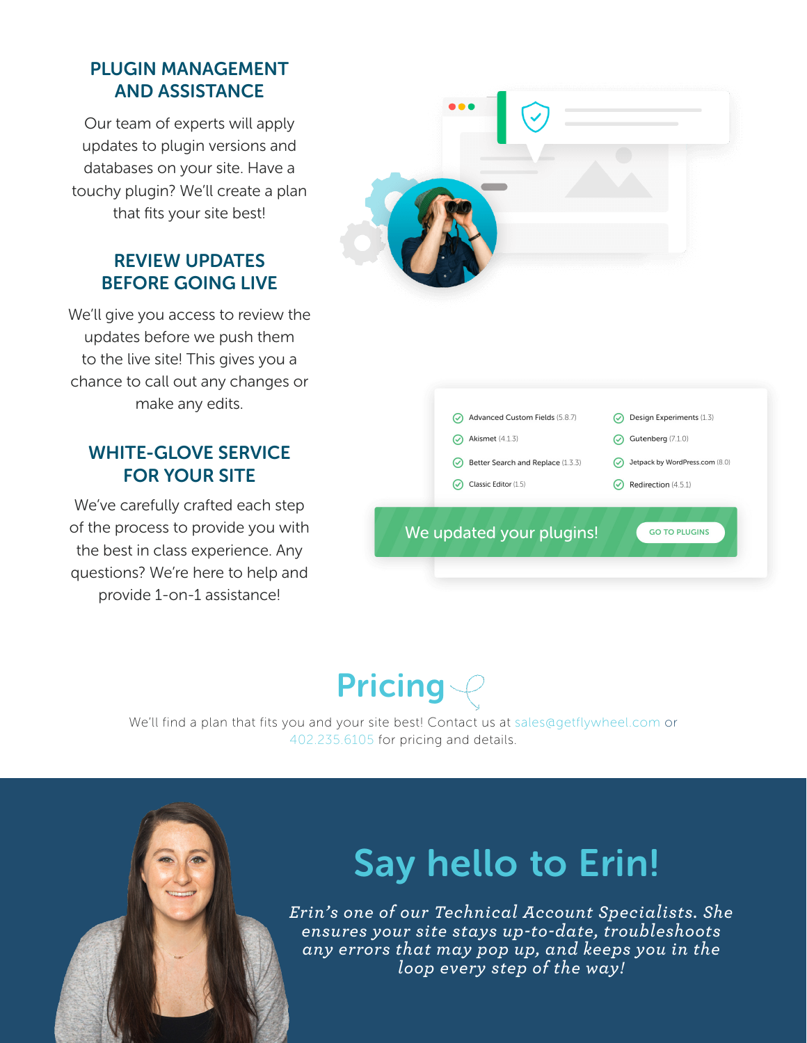## PLUGIN MANAGEMENT AND ASSISTANCE

Our team of experts will apply updates to plugin versions and databases on your site. Have a touchy plugin? We'll create a plan that fits your site best!

## REVIEW UPDATES BEFORE GOING LIVE

We'll give you access to review the updates before we push them to the live site! This gives you a chance to call out any changes or make any edits.

## WHITE-GLOVE SERVICE FOR YOUR SITE

We've carefully crafted each step of the process to provide you with the best in class experience. Any questions? We're here to help and provide 1-on-1 assistance!

Advanced Custom Fields (5.8.7)
Akismet (4.1.3)
Better Search and Replace (1.3.3)
Classic Editor (1.5)
Design Experiments (1.3)
Gutenberg (7.1.0)
Jetpack by WordPress.com (8.0)
Redirection (4.5.1)

We updated your plugins!

GO TO PLUGINS

# Pricing

We'll find a plan that fits you and your site best! Contact us at sales@getflywheel.com or 402.235.6105 for pricing and details.

# Say hello to Erin!

*Erin's one of our Technical Account Specialists. She ensures your site stays up-to-date, troubleshoots any errors that may pop up, and keeps you in the loop every step of the way!*